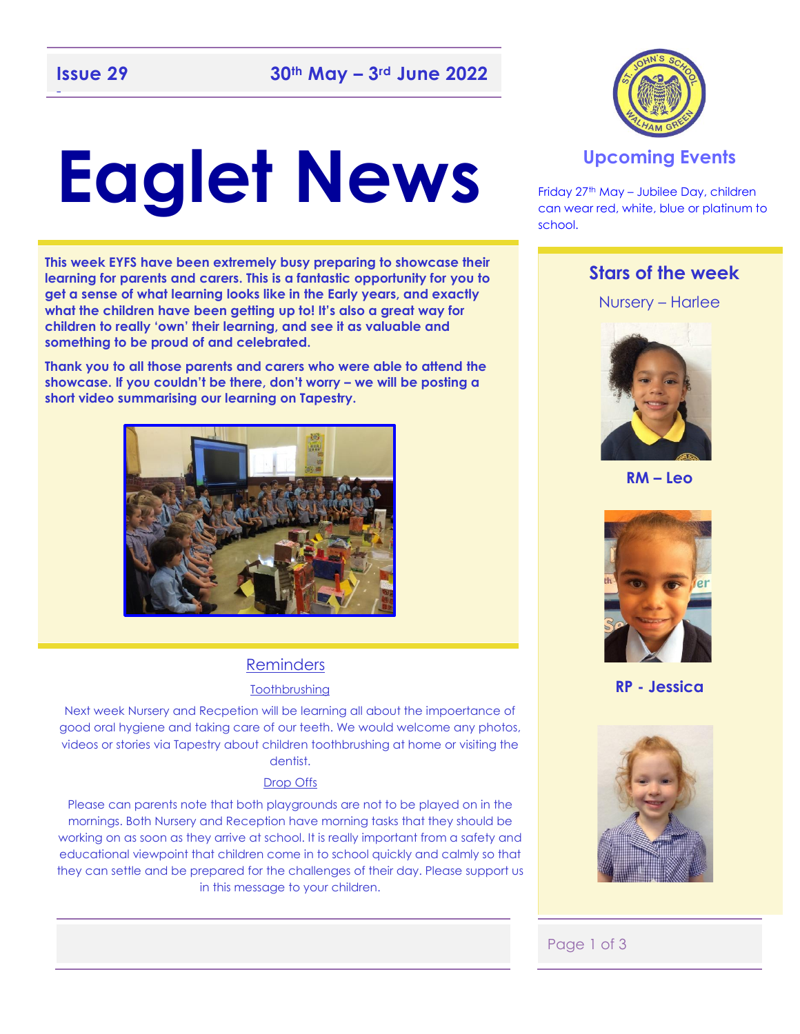**Issue 29** **30th May – 3rd June 2022**

# Eaglet News

## Upcoming Events

Friday 27th May – Jubilee Day, children can wear red, white, blue or platinum to school.

**This week EYFS have been extremely busy preparing to showcase their learning for parents and carers. This is a fantastic opportunity for you to get a sense of what learning looks like in the Early years, and exactly what the children have been getting up to! It's also a great way for children to really 'own' their learning, and see it as valuable and something to be proud of and celebrated.**

**Thank you to all those parents and carers who were able to attend the showcase. If you couldn't be there, don't worry – we will be posting a short video summarising our learning on Tapestry.**

## Stars of the week

Nursery – Harlee

**RM – Leo**

**RP - Jessica**

## Reminders

### Toothbrushing

Next week Nursery and Recpetion will be learning all about the impoertance of good oral hygiene and taking care of our teeth. We would welcome any photos, videos or stories via Tapestry about children toothbrushing at home or visiting the dentist.

### Drop Offs

Please can parents note that both playgrounds are not to be played on in the mornings. Both Nursery and Reception have morning tasks that they should be working on as soon as they arrive at school. It is really important from a safety and educational viewpoint that children come in to school quickly and calmly so that they can settle and be prepared for the challenges of their day. Please support us in this message to your children.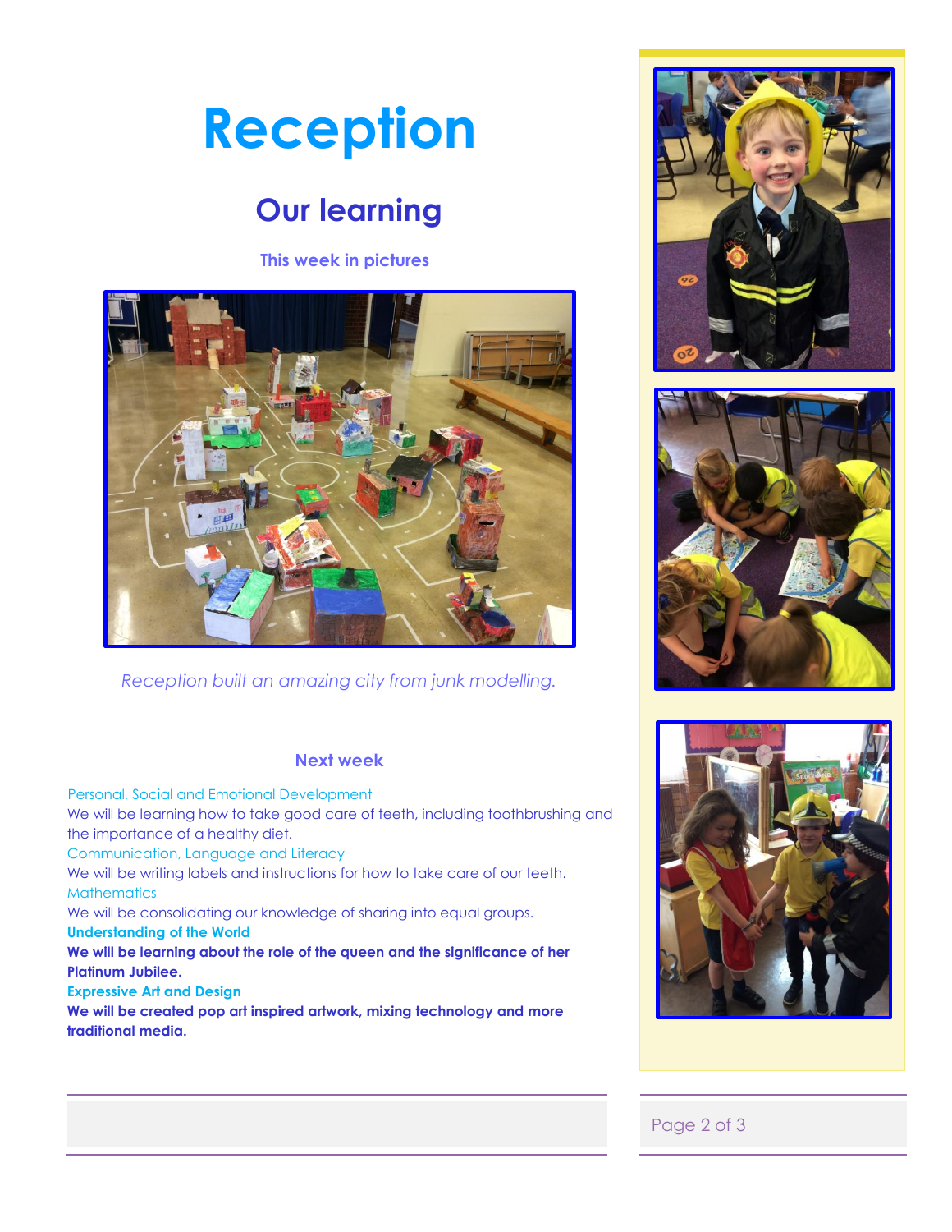# Reception

## Our learning

### This week in pictures

*Reception built an amazing city from junk modelling.*

### Next week

Personal, Social and Emotional Development
We will be learning how to take good care of teeth, including toothbrushing and the importance of a healthy diet.

Communication, Language and Literacy
We will be writing labels and instructions for how to take care of our teeth.

Mathematics
We will be consolidating our knowledge of sharing into equal groups.

**Understanding of the World**
**We will be learning about the role of the queen and the significance of her Platinum Jubilee.**

**Expressive Art and Design**
**We will be created pop art inspired artwork, mixing technology and more traditional media.**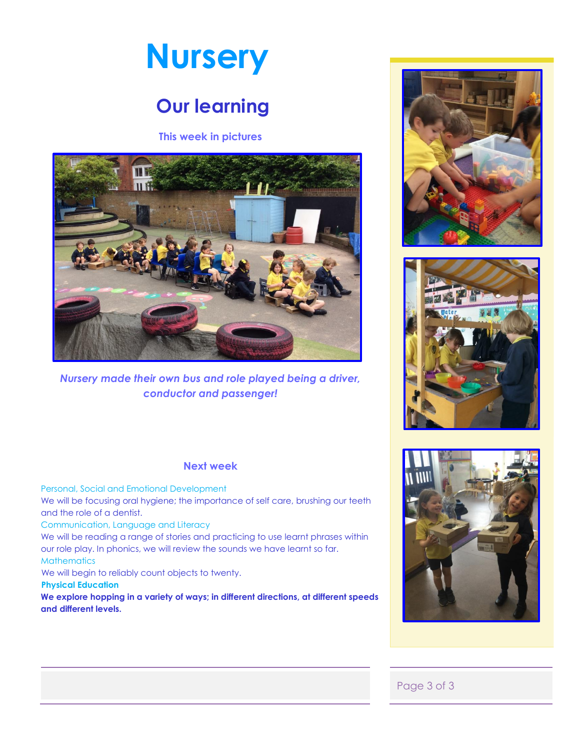# Nursery

## Our learning

### This week in pictures

*Nursery made their own bus and role played being a driver, conductor and passenger!*

### Next week

Personal, Social and Emotional Development

We will be focusing oral hygiene; the importance of self care, brushing our teeth and the role of a dentist.

Communication, Language and Literacy

We will be reading a range of stories and practicing to use learnt phrases within our role play. In phonics, we will review the sounds we have learnt so far.

Mathematics

We will begin to reliably count objects to twenty.

**Physical Education**

**We explore hopping in a variety of ways; in different directions, at different speeds and different levels.**